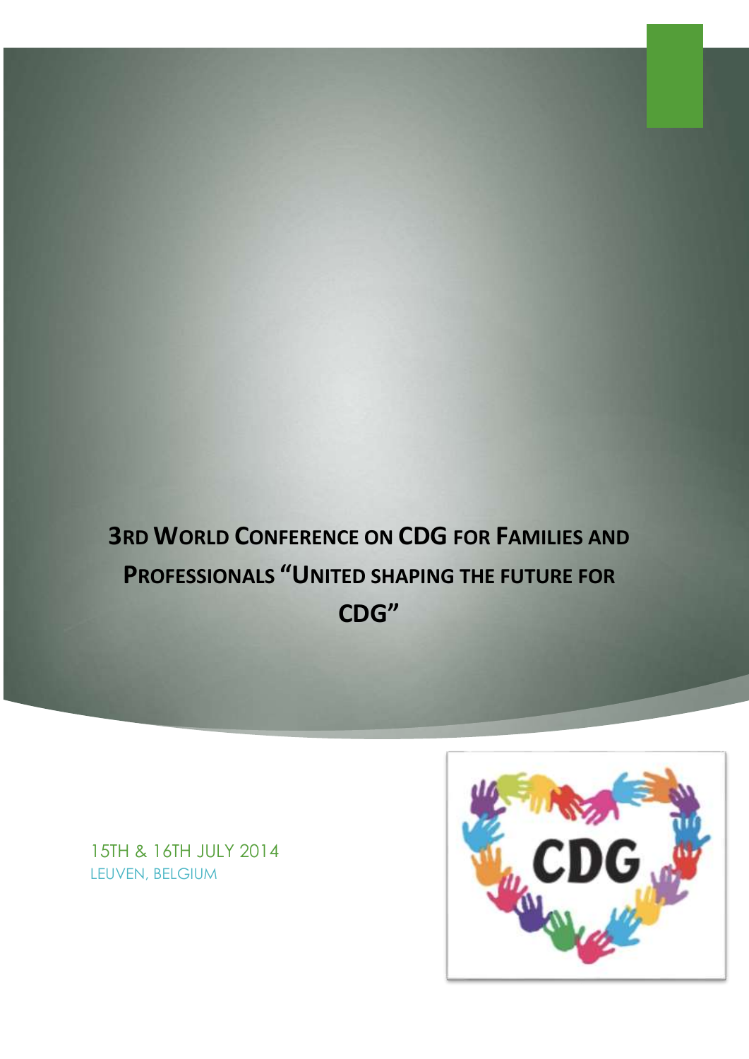# 3RD WORLD CONFERENCE ON CDG FOR FAMILIES AND PROFESSIONALS "UNITED SHAPING THE FUTURE FOR CDG"

15TH & 16TH JULY 2014

LEUVEN, BELGIUM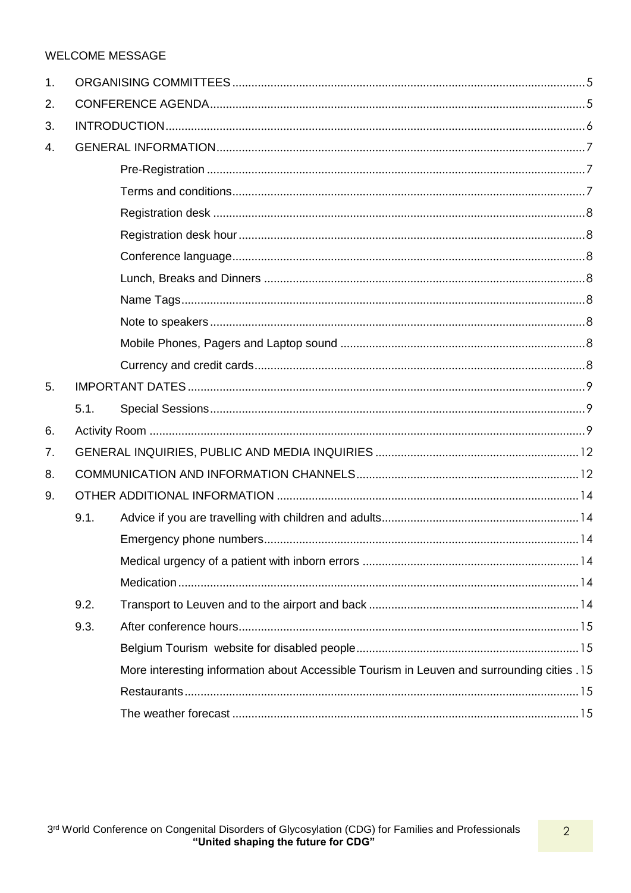WELCOME MESSAGE

1. ORGANISING COMMITTEES ..... 5
2. CONFERENCE AGENDA ..... 5
3. INTRODUCTION ..... 6
4. GENERAL INFORMATION ..... 7
   - Pre-Registration ..... 7
   - Terms and conditions ..... 7
   - Registration desk ..... 8
   - Registration desk hour ..... 8
   - Conference language ..... 8
   - Lunch, Breaks and Dinners ..... 8
   - Name Tags ..... 8
   - Note to speakers ..... 8
   - Mobile Phones, Pagers and Laptop sound ..... 8
   - Currency and credit cards ..... 8
5. IMPORTANT DATES ..... 9
   - 5.1. Special Sessions ..... 9
6. Activity Room ..... 9
7. GENERAL INQUIRIES, PUBLIC AND MEDIA INQUIRIES ..... 12
8. COMMUNICATION AND INFORMATION CHANNELS ..... 12
9. OTHER ADDITIONAL INFORMATION ..... 14
   - 9.1. Advice if you are travelling with children and adults ..... 14
     - Emergency phone numbers ..... 14
     - Medical urgency of a patient with inborn errors ..... 14
     - Medication ..... 14
   - 9.2. Transport to Leuven and to the airport and back ..... 14
   - 9.3. After conference hours ..... 15
     - Belgium Tourism website for disabled people ..... 15
     - More interesting information about Accessible Tourism in Leuven and surrounding cities ..... 15
     - Restaurants ..... 15
     - The weather forecast ..... 15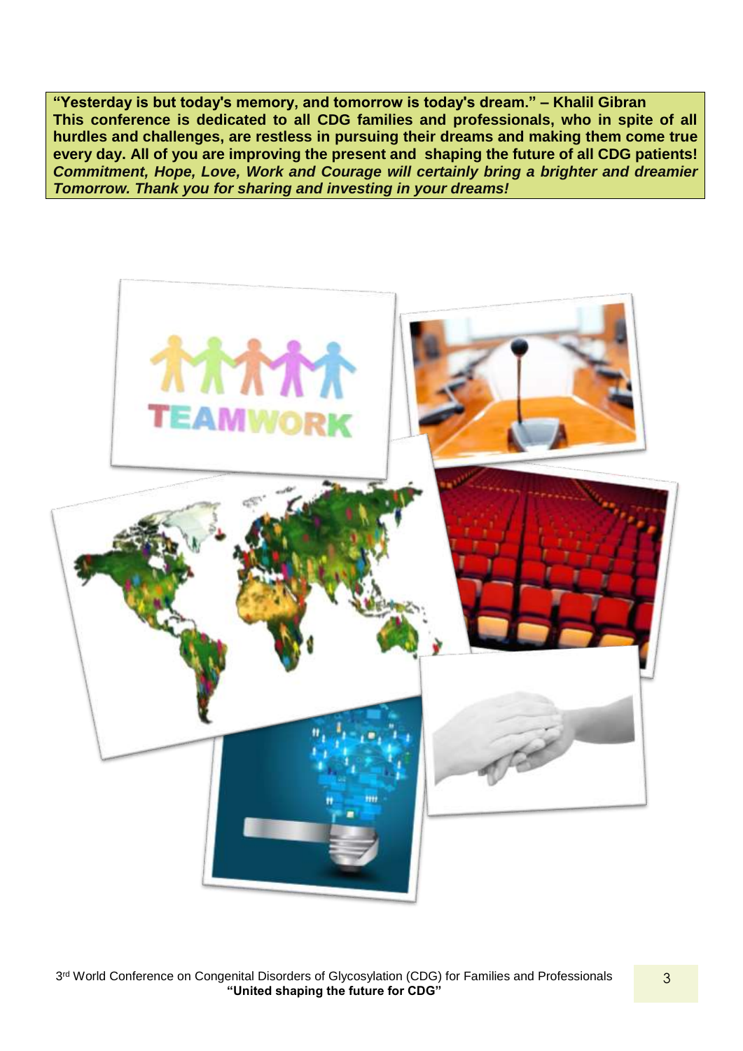**"Yesterday is but today's memory, and tomorrow is today's dream." – Khalil Gibran**
**This conference is dedicated to all CDG families and professionals, who in spite of all hurdles and challenges, are restless in pursuing their dreams and making them come true every day. All of you are improving the present and shaping the future of all CDG patients!**
***Commitment, Hope, Love, Work and Courage will certainly bring a brighter and dreamier Tomorrow. Thank you for sharing and investing in your dreams!***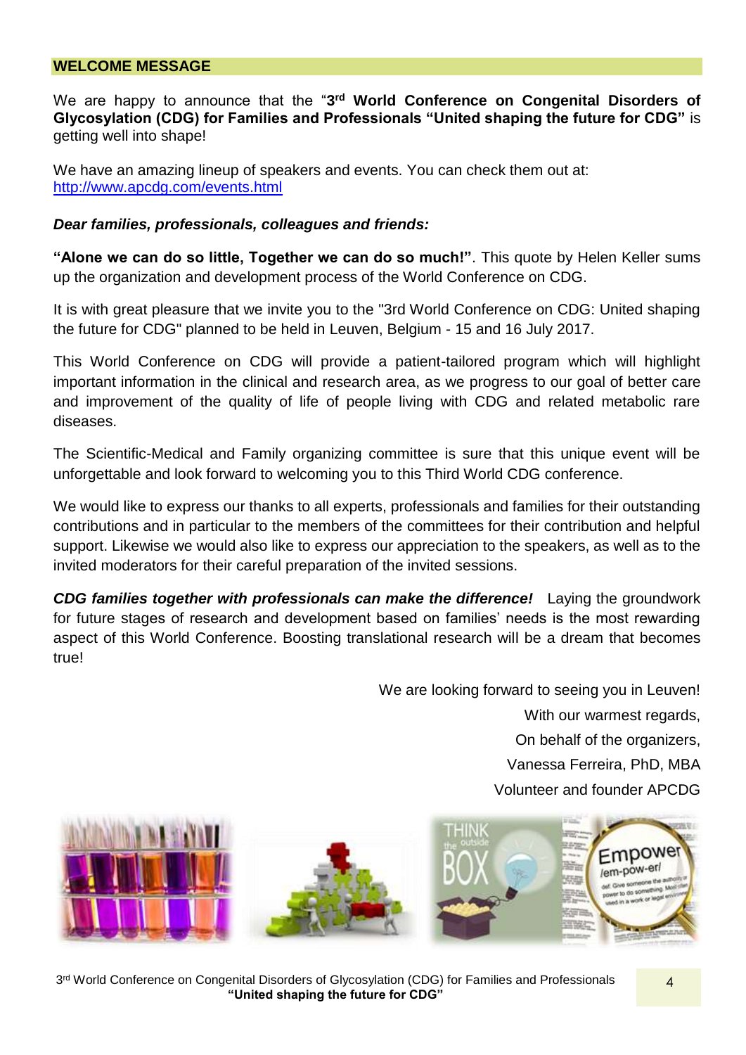## WELCOME MESSAGE

We are happy to announce that the "**3rd World Conference on Congenital Disorders of Glycosylation (CDG) for Families and Professionals "United shaping the future for CDG"** is getting well into shape!

We have an amazing lineup of speakers and events. You can check them out at: http://www.apcdg.com/events.html

***Dear families, professionals, colleagues and friends:***

**"Alone we can do so little, Together we can do so much!"**. This quote by Helen Keller sums up the organization and development process of the World Conference on CDG.

It is with great pleasure that we invite you to the "3rd World Conference on CDG: United shaping the future for CDG" planned to be held in Leuven, Belgium - 15 and 16 July 2017.

This World Conference on CDG will provide a patient-tailored program which will highlight important information in the clinical and research area, as we progress to our goal of better care and improvement of the quality of life of people living with CDG and related metabolic rare diseases.

The Scientific-Medical and Family organizing committee is sure that this unique event will be unforgettable and look forward to welcoming you to this Third World CDG conference.

We would like to express our thanks to all experts, professionals and families for their outstanding contributions and in particular to the members of the committees for their contribution and helpful support. Likewise we would also like to express our appreciation to the speakers, as well as to the invited moderators for their careful preparation of the invited sessions.

***CDG families together with professionals can make the difference!*** Laying the groundwork for future stages of research and development based on families' needs is the most rewarding aspect of this World Conference. Boosting translational research will be a dream that becomes true!

We are looking forward to seeing you in Leuven!

With our warmest regards,

On behalf of the organizers,

Vanessa Ferreira, PhD, MBA

Volunteer and founder APCDG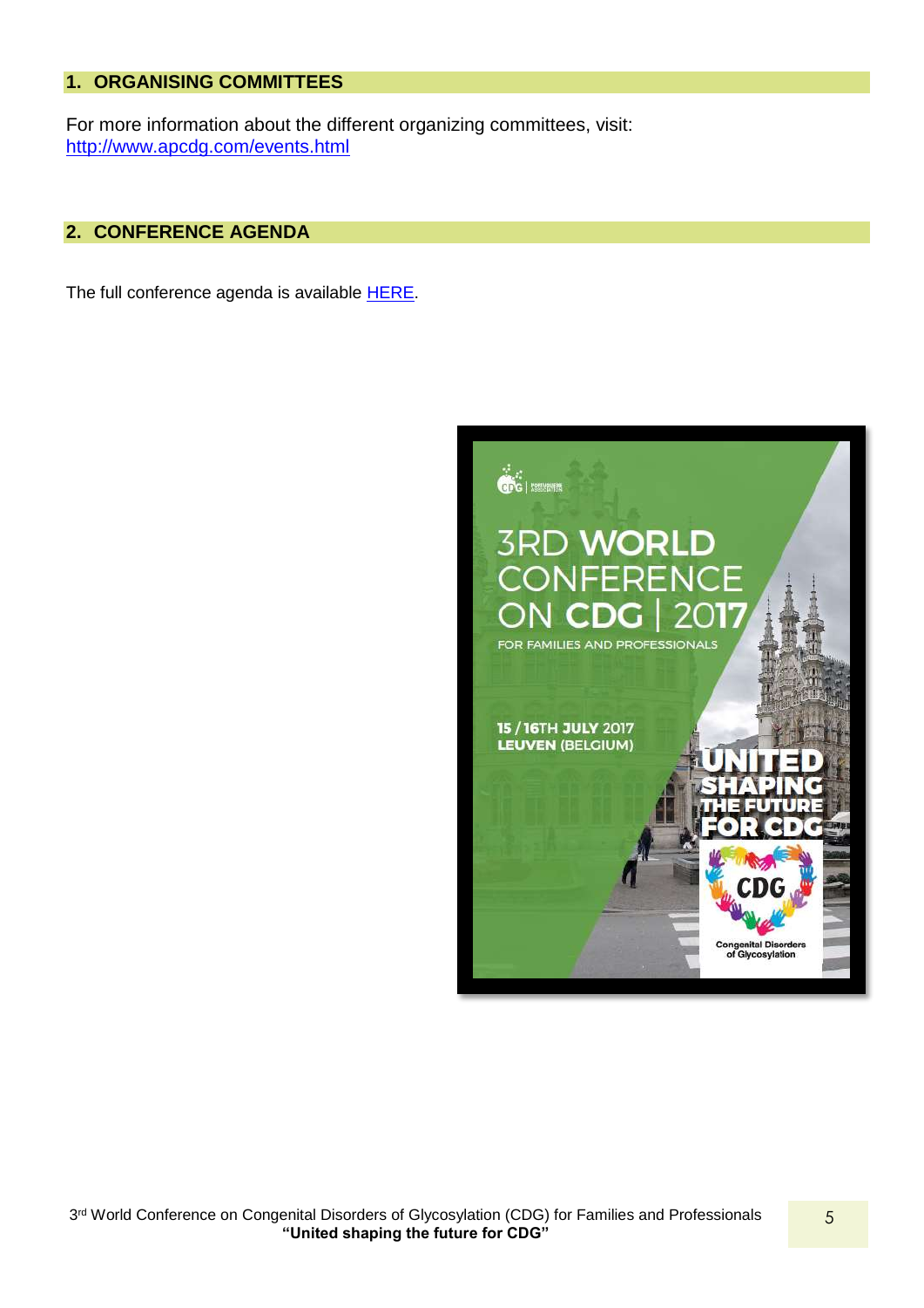## 1. ORGANISING COMMITTEES

For more information about the different organizing committees, visit: http://www.apcdg.com/events.html

## 2. CONFERENCE AGENDA

The full conference agenda is available HERE.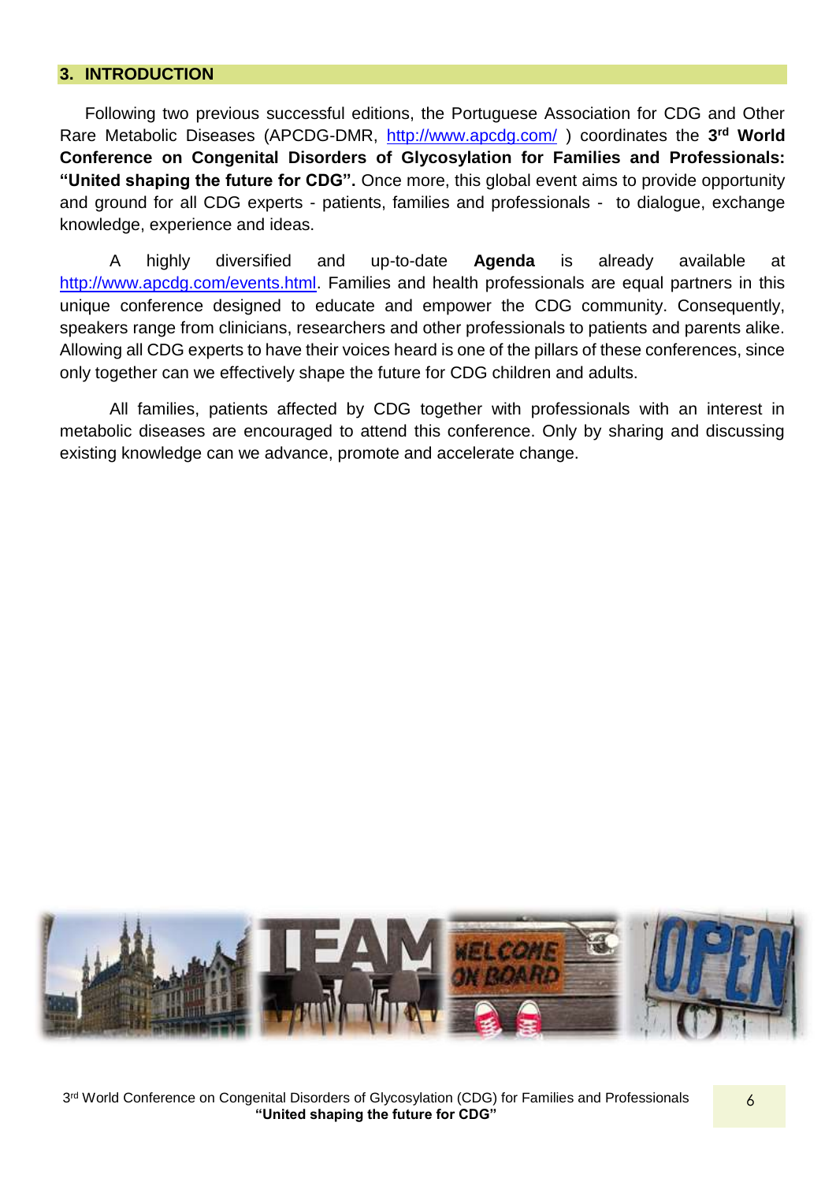## 3. INTRODUCTION

Following two previous successful editions, the Portuguese Association for CDG and Other Rare Metabolic Diseases (APCDG-DMR, http://www.apcdg.com/ ) coordinates the **3rd World Conference on Congenital Disorders of Glycosylation for Families and Professionals: "United shaping the future for CDG".** Once more, this global event aims to provide opportunity and ground for all CDG experts - patients, families and professionals - to dialogue, exchange knowledge, experience and ideas.

A highly diversified and up-to-date **Agenda** is already available at http://www.apcdg.com/events.html. Families and health professionals are equal partners in this unique conference designed to educate and empower the CDG community. Consequently, speakers range from clinicians, researchers and other professionals to patients and parents alike. Allowing all CDG experts to have their voices heard is one of the pillars of these conferences, since only together can we effectively shape the future for CDG children and adults.

All families, patients affected by CDG together with professionals with an interest in metabolic diseases are encouraged to attend this conference. Only by sharing and discussing existing knowledge can we advance, promote and accelerate change.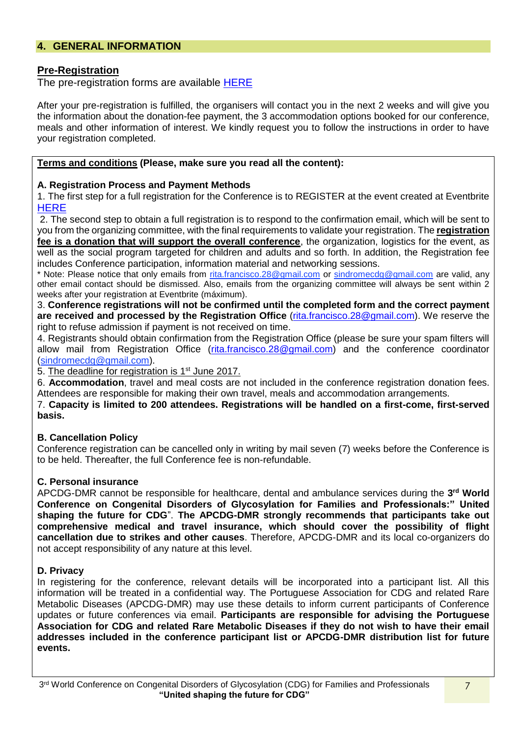## 4. GENERAL INFORMATION

### Pre-Registration

The pre-registration forms are available HERE

After your pre-registration is fulfilled, the organisers will contact you in the next 2 weeks and will give you the information about the donation-fee payment, the 3 accommodation options booked for our conference, meals and other information of interest. We kindly request you to follow the instructions in order to have your registration completed.

**Terms and conditions (Please, make sure you read all the content):**

**A. Registration Process and Payment Methods**

1. The first step for a full registration for the Conference is to REGISTER at the event created at Eventbrite HERE
2. The second step to obtain a full registration is to respond to the confirmation email, which will be sent to you from the organizing committee, with the final requirements to validate your registration. The **registration fee is a donation that will support the overall conference**, the organization, logistics for the event, as well as the social program targeted for children and adults and so forth. In addition, the Registration fee includes Conference participation, information material and networking sessions.

\* Note: Please notice that only emails from rita.francisco.28@gmail.com or sindromecdg@gmail.com are valid, any other email contact should be dismissed. Also, emails from the organizing committee will always be sent within 2 weeks after your registration at Eventbrite (máximum).

3. **Conference registrations will not be confirmed until the completed form and the correct payment are received and processed by the Registration Office** (rita.francisco.28@gmail.com). We reserve the right to refuse admission if payment is not received on time.
4. Registrants should obtain confirmation from the Registration Office (please be sure your spam filters will allow mail from Registration Office (rita.francisco.28@gmail.com) and the conference coordinator (sindromecdg@gmail.com).
5. The deadline for registration is 1st June 2017.
6. **Accommodation**, travel and meal costs are not included in the conference registration donation fees. Attendees are responsible for making their own travel, meals and accommodation arrangements.
7. **Capacity is limited to 200 attendees. Registrations will be handled on a first-come, first-served basis.**

**B. Cancellation Policy**

Conference registration can be cancelled only in writing by mail seven (7) weeks before the Conference is to be held. Thereafter, the full Conference fee is non-refundable.

**C. Personal insurance**

APCDG-DMR cannot be responsible for healthcare, dental and ambulance services during the **3rd World Conference on Congenital Disorders of Glycosylation for Families and Professionals:" United shaping the future for CDG**". **The APCDG-DMR strongly recommends that participants take out comprehensive medical and travel insurance, which should cover the possibility of flight cancellation due to strikes and other causes**. Therefore, APCDG-DMR and its local co-organizers do not accept responsibility of any nature at this level.

**D. Privacy**

In registering for the conference, relevant details will be incorporated into a participant list. All this information will be treated in a confidential way. The Portuguese Association for CDG and related Rare Metabolic Diseases (APCDG-DMR) may use these details to inform current participants of Conference updates or future conferences via email. **Participants are responsible for advising the Portuguese Association for CDG and related Rare Metabolic Diseases if they do not wish to have their email addresses included in the conference participant list or APCDG-DMR distribution list for future events.**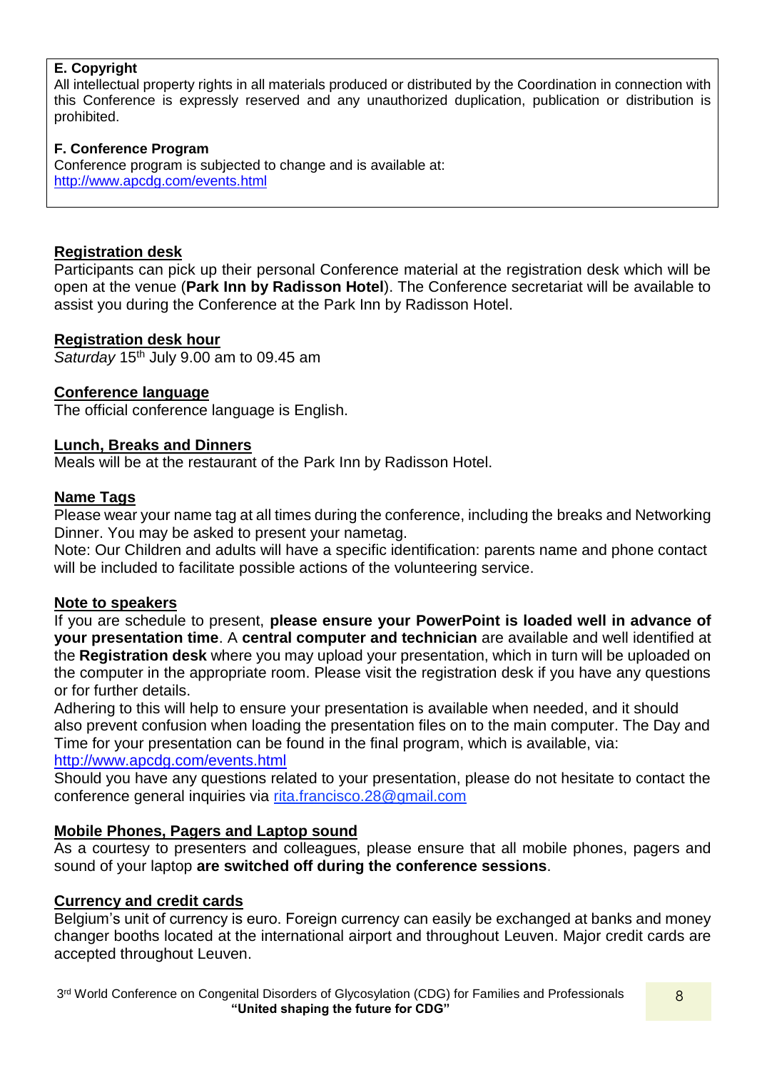**E. Copyright**
All intellectual property rights in all materials produced or distributed by the Coordination in connection with this Conference is expressly reserved and any unauthorized duplication, publication or distribution is prohibited.

**F. Conference Program**
Conference program is subjected to change and is available at:
http://www.apcdg.com/events.html

## Registration desk

Participants can pick up their personal Conference material at the registration desk which will be open at the venue (**Park Inn by Radisson Hotel**). The Conference secretariat will be available to assist you during the Conference at the Park Inn by Radisson Hotel.

## Registration desk hour

*Saturday* 15th July 9.00 am to 09.45 am

## Conference language

The official conference language is English.

## Lunch, Breaks and Dinners

Meals will be at the restaurant of the Park Inn by Radisson Hotel.

## Name Tags

Please wear your name tag at all times during the conference, including the breaks and Networking Dinner. You may be asked to present your nametag.
Note: Our Children and adults will have a specific identification: parents name and phone contact will be included to facilitate possible actions of the volunteering service.

## Note to speakers

If you are schedule to present, **please ensure your PowerPoint is loaded well in advance of your presentation time**. A **central computer and technician** are available and well identified at the **Registration desk** where you may upload your presentation, which in turn will be uploaded on the computer in the appropriate room. Please visit the registration desk if you have any questions or for further details.
Adhering to this will help to ensure your presentation is available when needed, and it should also prevent confusion when loading the presentation files on to the main computer. The Day and Time for your presentation can be found in the final program, which is available, via:
http://www.apcdg.com/events.html
Should you have any questions related to your presentation, please do not hesitate to contact the conference general inquiries via rita.francisco.28@gmail.com

## Mobile Phones, Pagers and Laptop sound

As a courtesy to presenters and colleagues, please ensure that all mobile phones, pagers and sound of your laptop **are switched off during the conference sessions**.

## Currency and credit cards

Belgium's unit of currency is euro. Foreign currency can easily be exchanged at banks and money changer booths located at the international airport and throughout Leuven. Major credit cards are accepted throughout Leuven.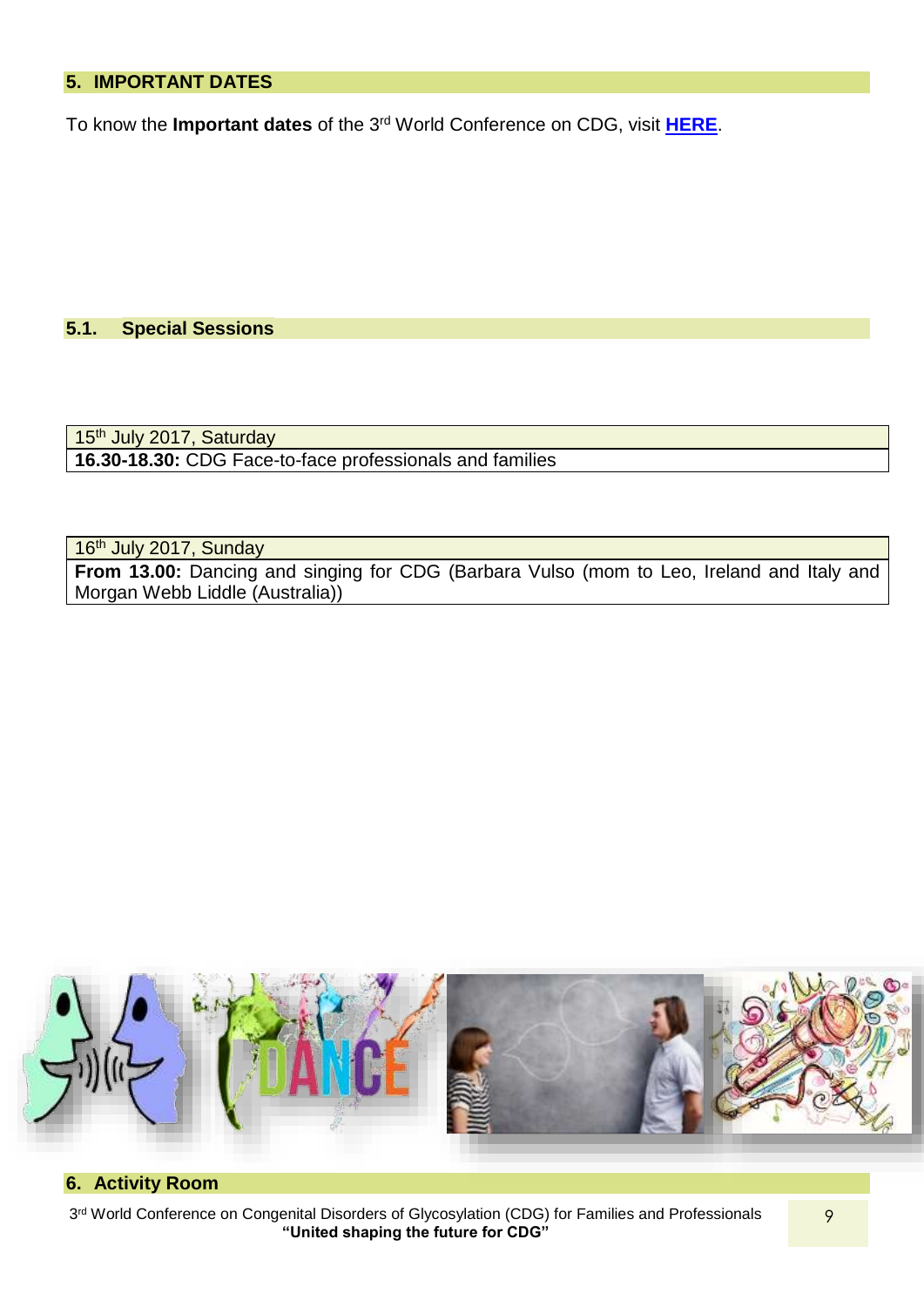## 5. IMPORTANT DATES

To know the **Important dates** of the 3rd World Conference on CDG, visit **HERE**.

### 5.1. Special Sessions

| 15th July 2017, Saturday |
|---|
| **16.30-18.30:** CDG Face-to-face professionals and families |

| 16th July 2017, Sunday |
|---|
| **From 13.00:** Dancing and singing for CDG (Barbara Vulso (mom to Leo, Ireland and Italy and Morgan Webb Liddle (Australia)) |

## 6. Activity Room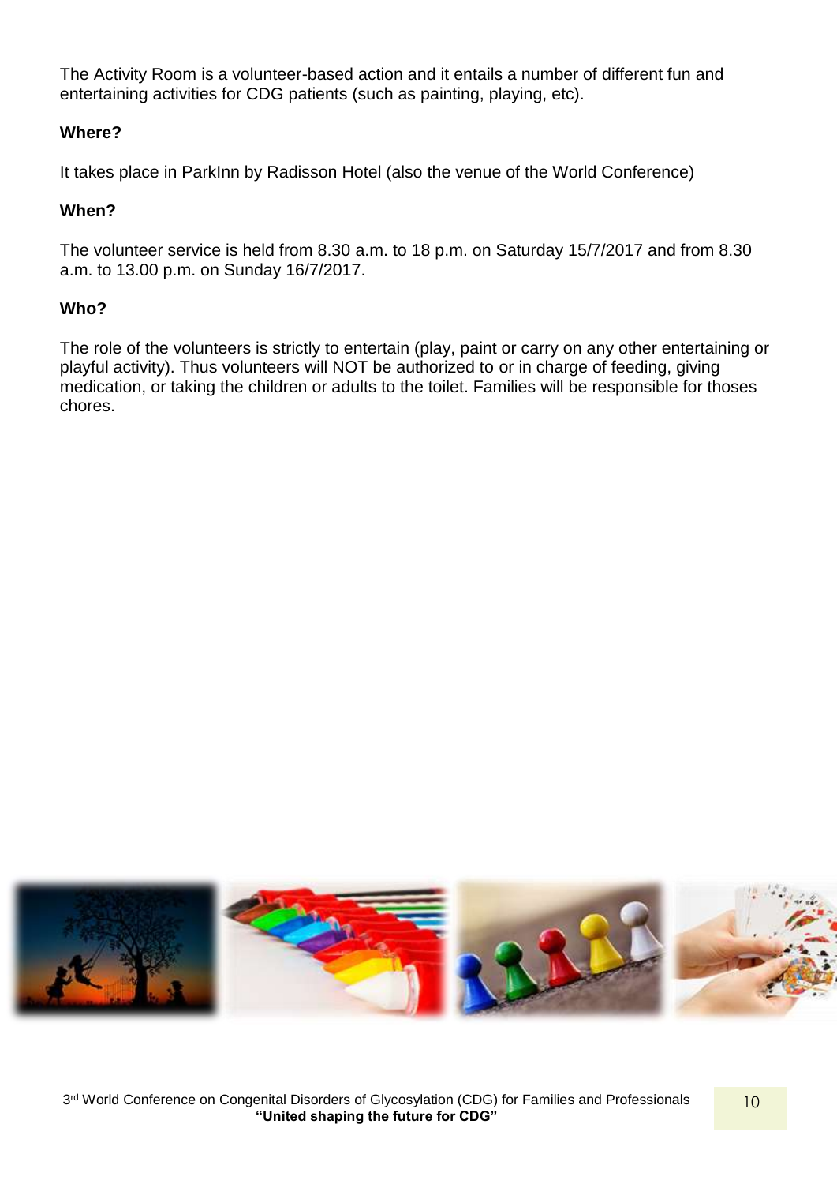The Activity Room is a volunteer-based action and it entails a number of different fun and entertaining activities for CDG patients (such as painting, playing, etc).

**Where?**

It takes place in ParkInn by Radisson Hotel (also the venue of the World Conference)

**When?**

The volunteer service is held from 8.30 a.m. to 18 p.m. on Saturday 15/7/2017 and from 8.30 a.m. to 13.00 p.m. on Sunday 16/7/2017.

**Who?**

The role of the volunteers is strictly to entertain (play, paint or carry on any other entertaining or playful activity). Thus volunteers will NOT be authorized to or in charge of feeding, giving medication, or taking the children or adults to the toilet. Families will be responsible for thoses chores.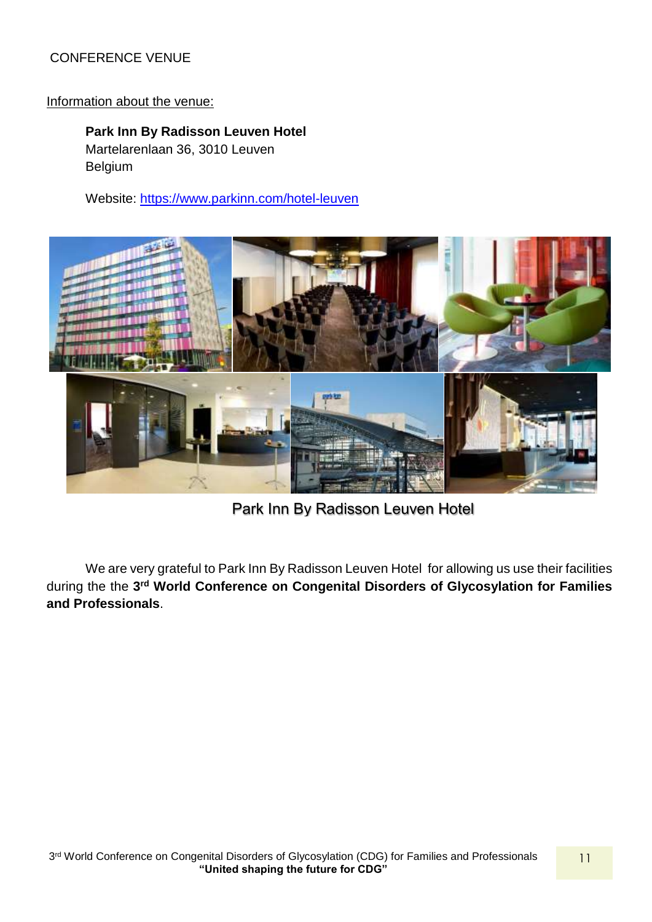# CONFERENCE VENUE

Information about the venue:

**Park Inn By Radisson Leuven Hotel**
Martelarenlaan 36, 3010 Leuven
Belgium

Website: https://www.parkinn.com/hotel-leuven

Park Inn By Radisson Leuven Hotel

We are very grateful to Park Inn By Radisson Leuven Hotel for allowing us use their facilities during the the **3rd World Conference on Congenital Disorders of Glycosylation for Families and Professionals**.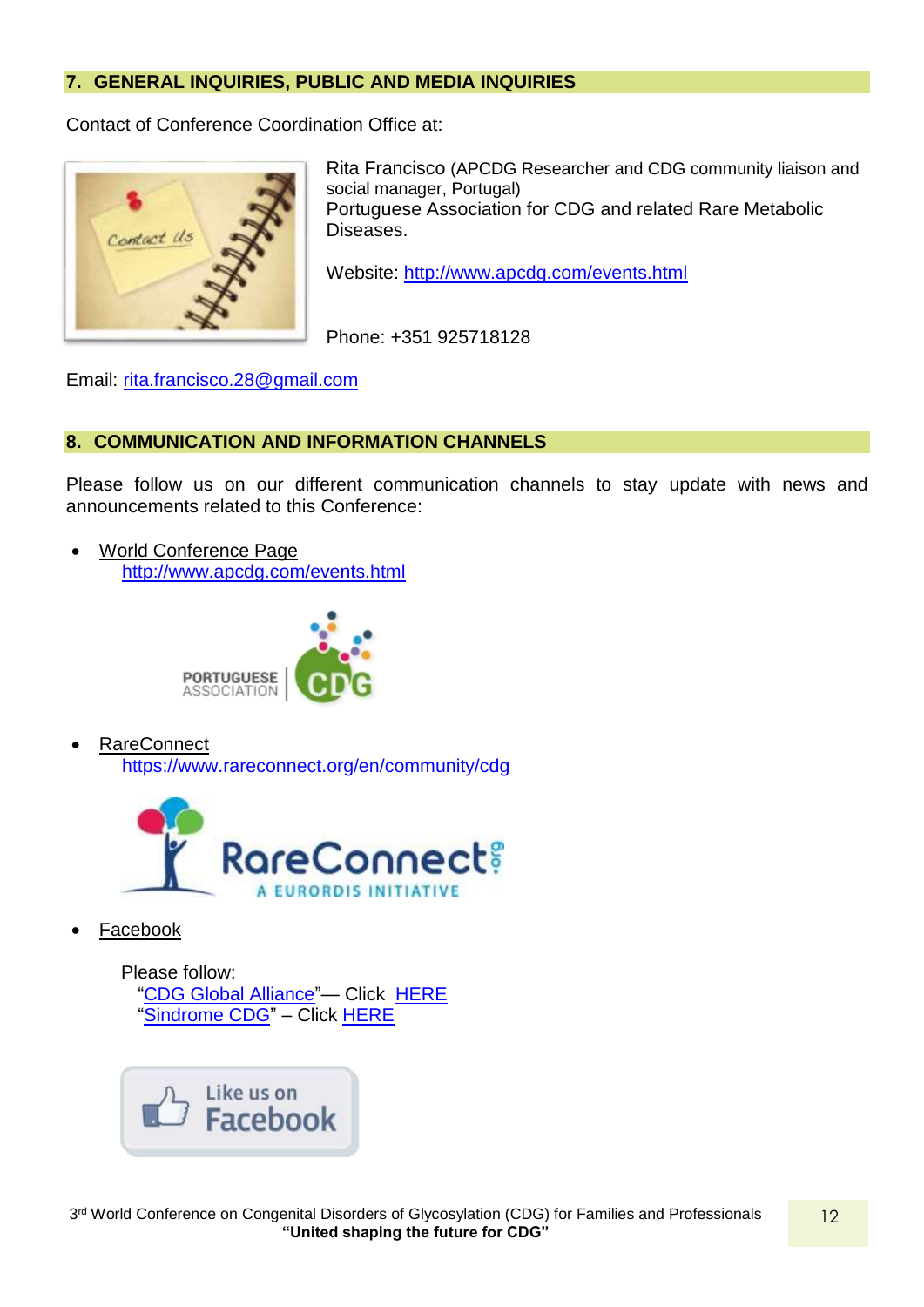## 7. GENERAL INQUIRIES, PUBLIC AND MEDIA INQUIRIES

Contact of Conference Coordination Office at:

Rita Francisco (APCDG Researcher and CDG community liaison and social manager, Portugal)
Portuguese Association for CDG and related Rare Metabolic Diseases.

Website: [http://www.apcdg.com/events.html](http://www.apcdg.com/events.html)

Phone: +351 925718128

Email: [rita.francisco.28@gmail.com](mailto:rita.francisco.28@gmail.com)

## 8. COMMUNICATION AND INFORMATION CHANNELS

Please follow us on our different communication channels to stay update with news and announcements related to this Conference:

- World Conference Page
  [http://www.apcdg.com/events.html](http://www.apcdg.com/events.html)

- RareConnect
  [https://www.rareconnect.org/en/community/cdg](https://www.rareconnect.org/en/community/cdg)

- Facebook

  Please follow:
  "CDG Global Alliance"— Click HERE
  "Sindrome CDG" – Click HERE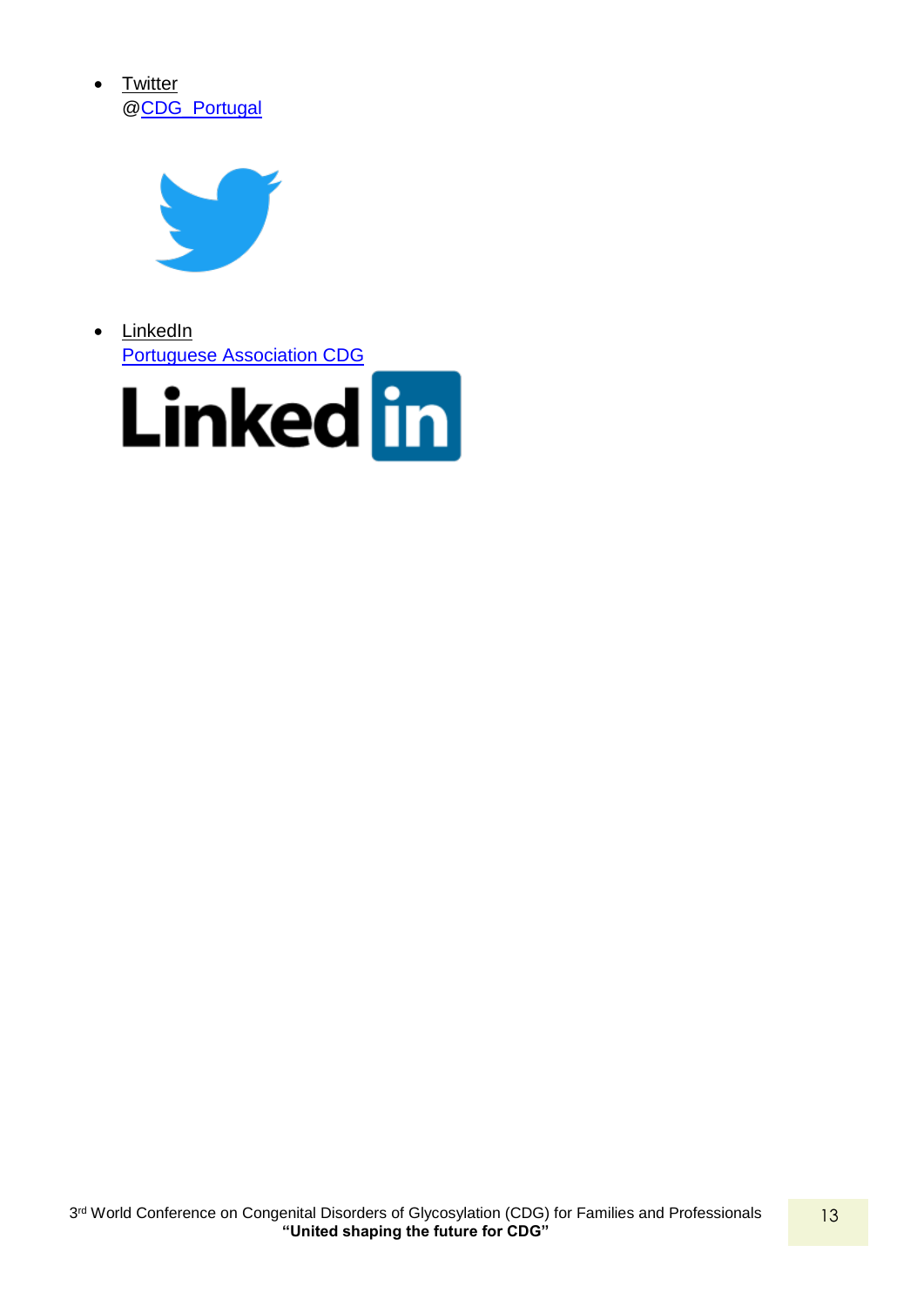- Twitter
  @CDG_Portugal

- LinkedIn
  Portuguese Association CDG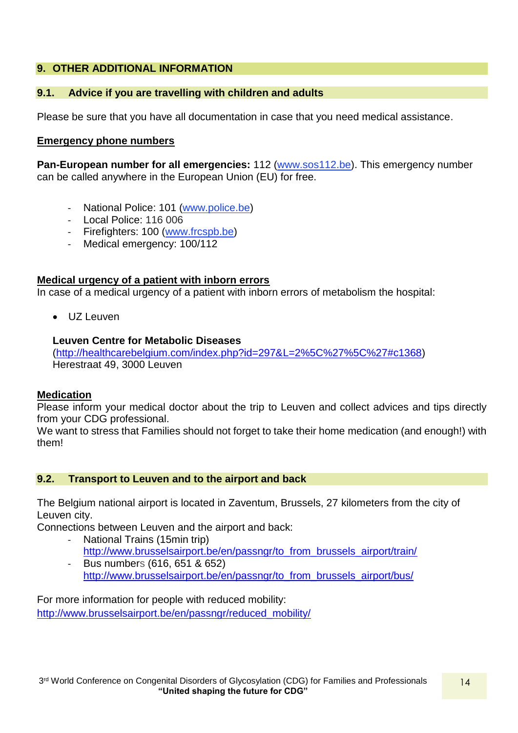## 9. OTHER ADDITIONAL INFORMATION

### 9.1. Advice if you are travelling with children and adults

Please be sure that you have all documentation in case that you need medical assistance.

**Emergency phone numbers**

**Pan-European number for all emergencies:** 112 (www.sos112.be). This emergency number can be called anywhere in the European Union (EU) for free.

- National Police: 101 (www.police.be)
- Local Police: 116 006
- Firefighters: 100 (www.frcspb.be)
- Medical emergency: 100/112

**Medical urgency of a patient with inborn errors**

In case of a medical urgency of a patient with inborn errors of metabolism the hospital:

- UZ Leuven

**Leuven Centre for Metabolic Diseases**
(http://healthcarebelgium.com/index.php?id=297&L=2%5C%27%5C%27#c1368)
Herestraat 49, 3000 Leuven

**Medication**

Please inform your medical doctor about the trip to Leuven and collect advices and tips directly from your CDG professional.
We want to stress that Families should not forget to take their home medication (and enough!) with them!

### 9.2. Transport to Leuven and to the airport and back

The Belgium national airport is located in Zaventum, Brussels, 27 kilometers from the city of Leuven city.
Connections between Leuven and the airport and back:

- National Trains (15min trip)
  http://www.brusselsairport.be/en/passngr/to_from_brussels_airport/train/
- Bus numbers (616, 651 & 652)
  http://www.brusselsairport.be/en/passngr/to_from_brussels_airport/bus/

For more information for people with reduced mobility:
http://www.brusselsairport.be/en/passngr/reduced_mobility/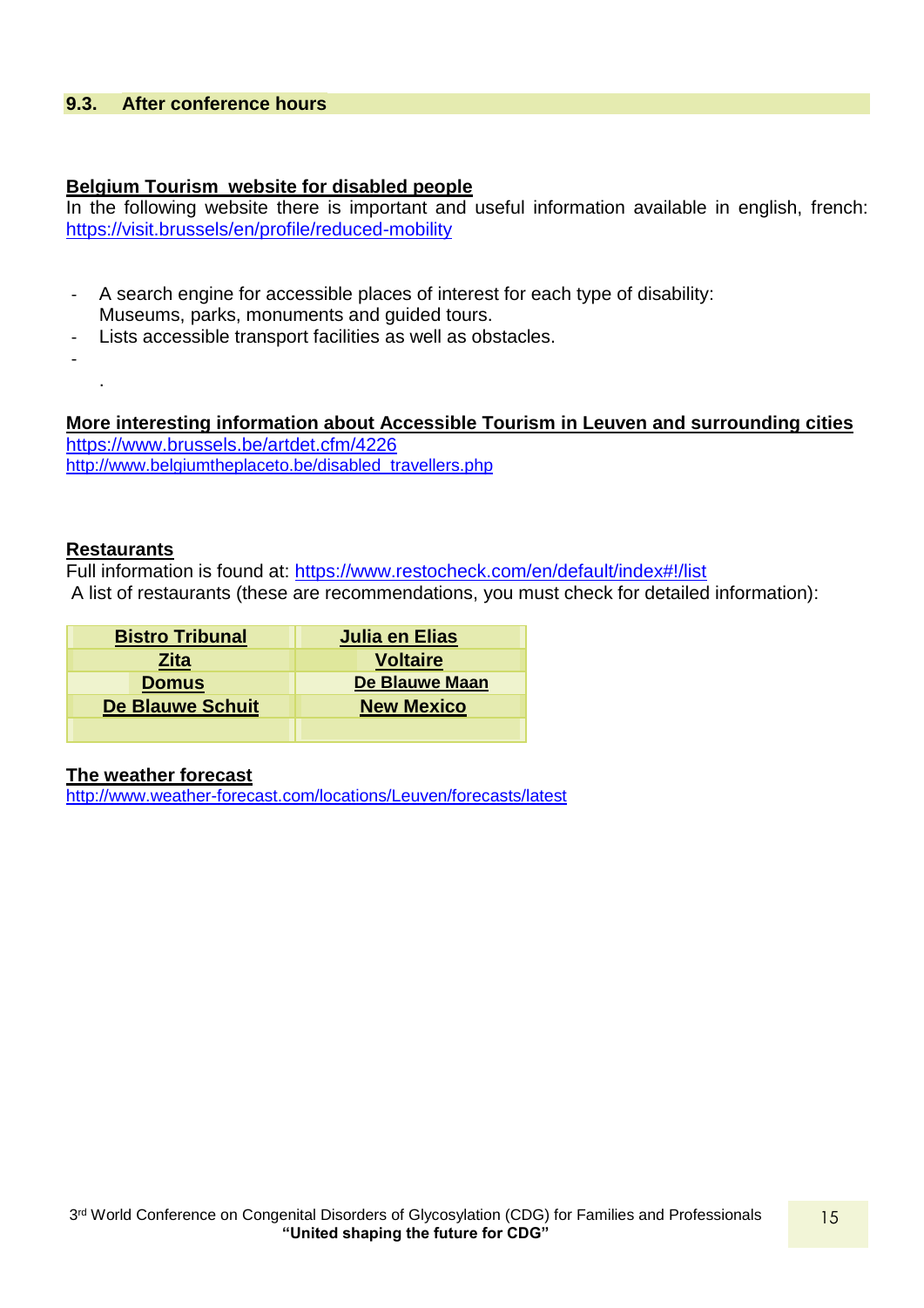## 9.3. After conference hours

**Belgium Tourism website for disabled people**

In the following website there is important and useful information available in english, french: https://visit.brussels/en/profile/reduced-mobility

- A search engine for accessible places of interest for each type of disability: Museums, parks, monuments and guided tours.
- Lists accessible transport facilities as well as obstacles.
- 

.

**More interesting information about Accessible Tourism in Leuven and surrounding cities**

https://www.brussels.be/artdet.cfm/4226
http://www.belgiumtheplaceto.be/disabled_travellers.php

**Restaurants**

Full information is found at: https://www.restocheck.com/en/default/index#!/list

A list of restaurants (these are recommendations, you must check for detailed information):

| | |
|---|---|
| **Bistro Tribunal** | **Julia en Elias** |
| **Zita** | **Voltaire** |
| **Domus** | **De Blauwe Maan** |
| **De Blauwe Schuit** | **New Mexico** |
| | |

**The weather forecast**

http://www.weather-forecast.com/locations/Leuven/forecasts/latest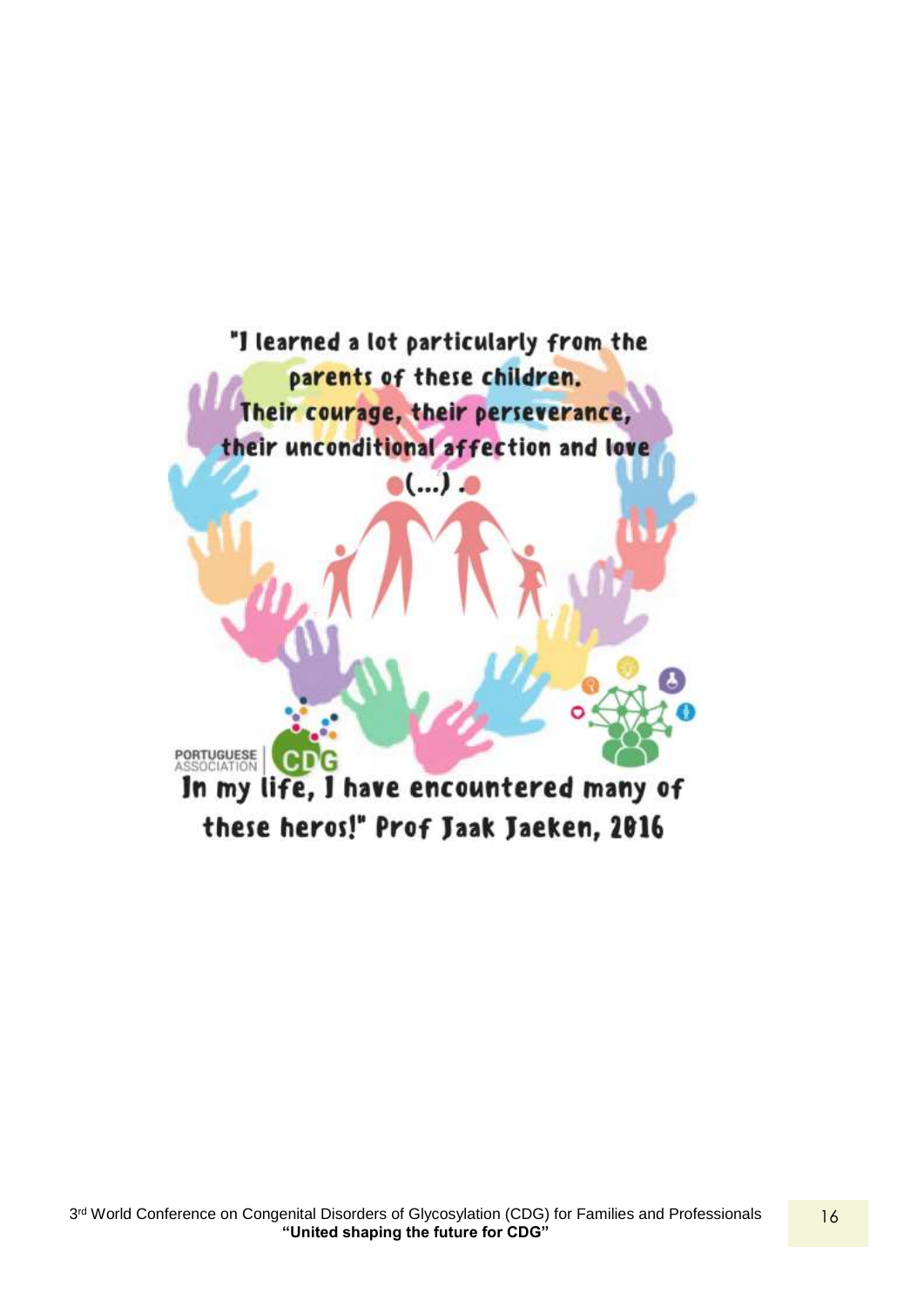"I learned a lot particularly from the parents of these children. Their courage, their perseverance, their unconditional affection and love (...) .

PORTUGUESE ASSOCIATION CDG

In my life, I have encountered many of these heros!" Prof Jaak Jaeken, 2016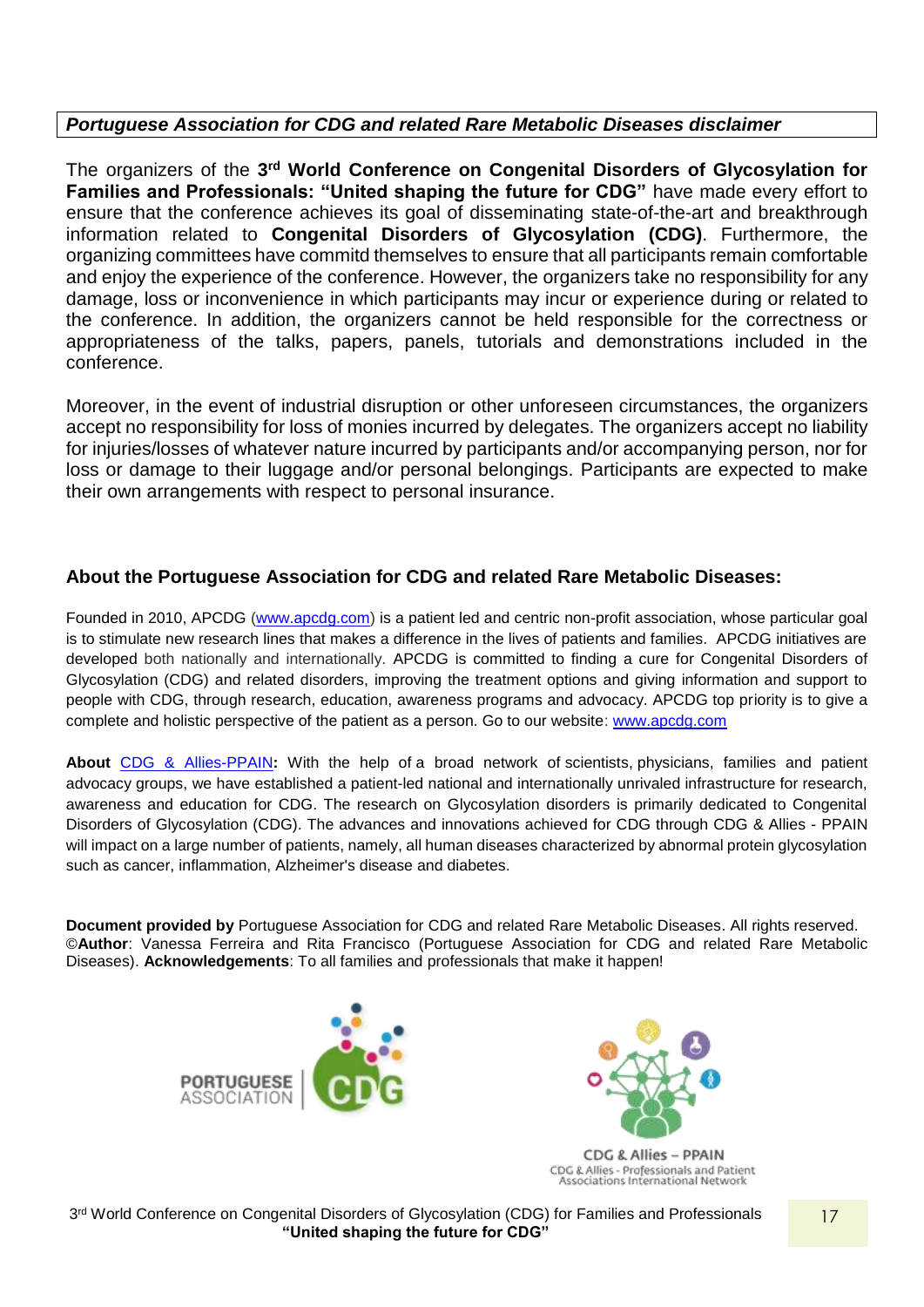***Portuguese Association for CDG and related Rare Metabolic Diseases disclaimer***

The organizers of the **3rd World Conference on Congenital Disorders of Glycosylation for Families and Professionals: "United shaping the future for CDG"** have made every effort to ensure that the conference achieves its goal of disseminating state-of-the-art and breakthrough information related to **Congenital Disorders of Glycosylation (CDG)**. Furthermore, the organizing committees have commitd themselves to ensure that all participants remain comfortable and enjoy the experience of the conference. However, the organizers take no responsibility for any damage, loss or inconvenience in which participants may incur or experience during or related to the conference. In addition, the organizers cannot be held responsible for the correctness or appropriateness of the talks, papers, panels, tutorials and demonstrations included in the conference.

Moreover, in the event of industrial disruption or other unforeseen circumstances, the organizers accept no responsibility for loss of monies incurred by delegates. The organizers accept no liability for injuries/losses of whatever nature incurred by participants and/or accompanying person, nor for loss or damage to their luggage and/or personal belongings. Participants are expected to make their own arrangements with respect to personal insurance.

## About the Portuguese Association for CDG and related Rare Metabolic Diseases:

Founded in 2010, APCDG (www.apcdg.com) is a patient led and centric non-profit association, whose particular goal is to stimulate new research lines that makes a difference in the lives of patients and families. APCDG initiatives are developed both nationally and internationally. APCDG is committed to finding a cure for Congenital Disorders of Glycosylation (CDG) and related disorders, improving the treatment options and giving information and support to people with CDG, through research, education, awareness programs and advocacy. APCDG top priority is to give a complete and holistic perspective of the patient as a person. Go to our website: www.apcdg.com

**About** CDG & Allies-PPAIN**:** With the help of a broad network of scientists, physicians, families and patient advocacy groups, we have established a patient-led national and internationally unrivaled infrastructure for research, awareness and education for CDG. The research on Glycosylation disorders is primarily dedicated to Congenital Disorders of Glycosylation (CDG). The advances and innovations achieved for CDG through CDG & Allies - PPAIN will impact on a large number of patients, namely, all human diseases characterized by abnormal protein glycosylation such as cancer, inflammation, Alzheimer's disease and diabetes.

**Document provided by** Portuguese Association for CDG and related Rare Metabolic Diseases. All rights reserved. ©**Author**: Vanessa Ferreira and Rita Francisco (Portuguese Association for CDG and related Rare Metabolic Diseases). **Acknowledgements**: To all families and professionals that make it happen!

PORTUGUESE ASSOCIATION CDG

CDG & Allies – PPAIN
CDG & Allies - Professionals and Patient Associations International Network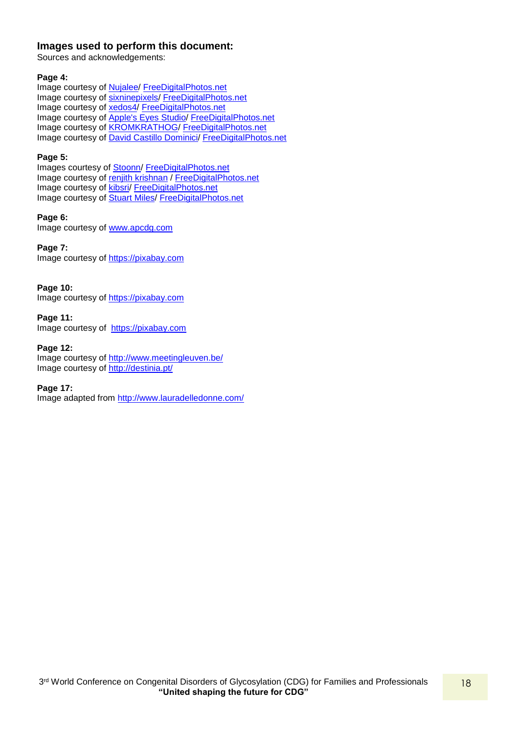### Images used to perform this document:

Sources and acknowledgements:

**Page 4:**

Image courtesy of Nujalee/ FreeDigitalPhotos.net
Image courtesy of sixninepixels/ FreeDigitalPhotos.net
Image courtesy of xedos4/ FreeDigitalPhotos.net
Image courtesy of Apple's Eyes Studio/ FreeDigitalPhotos.net
Image courtesy of KROMKRATHOG/ FreeDigitalPhotos.net
Image courtesy of David Castillo Dominici/ FreeDigitalPhotos.net

**Page 5:**

Images courtesy of Stoonn/ FreeDigitalPhotos.net
Image courtesy of renjith krishnan / FreeDigitalPhotos.net
Image courtesy of kibsri/ FreeDigitalPhotos.net
Image courtesy of Stuart Miles/ FreeDigitalPhotos.net

**Page 6:**

Image courtesy of www.apcdg.com

**Page 7:**

Image courtesy of https://pixabay.com

**Page 10:**

Image courtesy of https://pixabay.com

**Page 11:**

Image courtesy of https://pixabay.com

**Page 12:**

Image courtesy of http://www.meetingleuven.be/
Image courtesy of http://destinia.pt/

**Page 17:**

Image adapted from http://www.lauradelledonne.com/